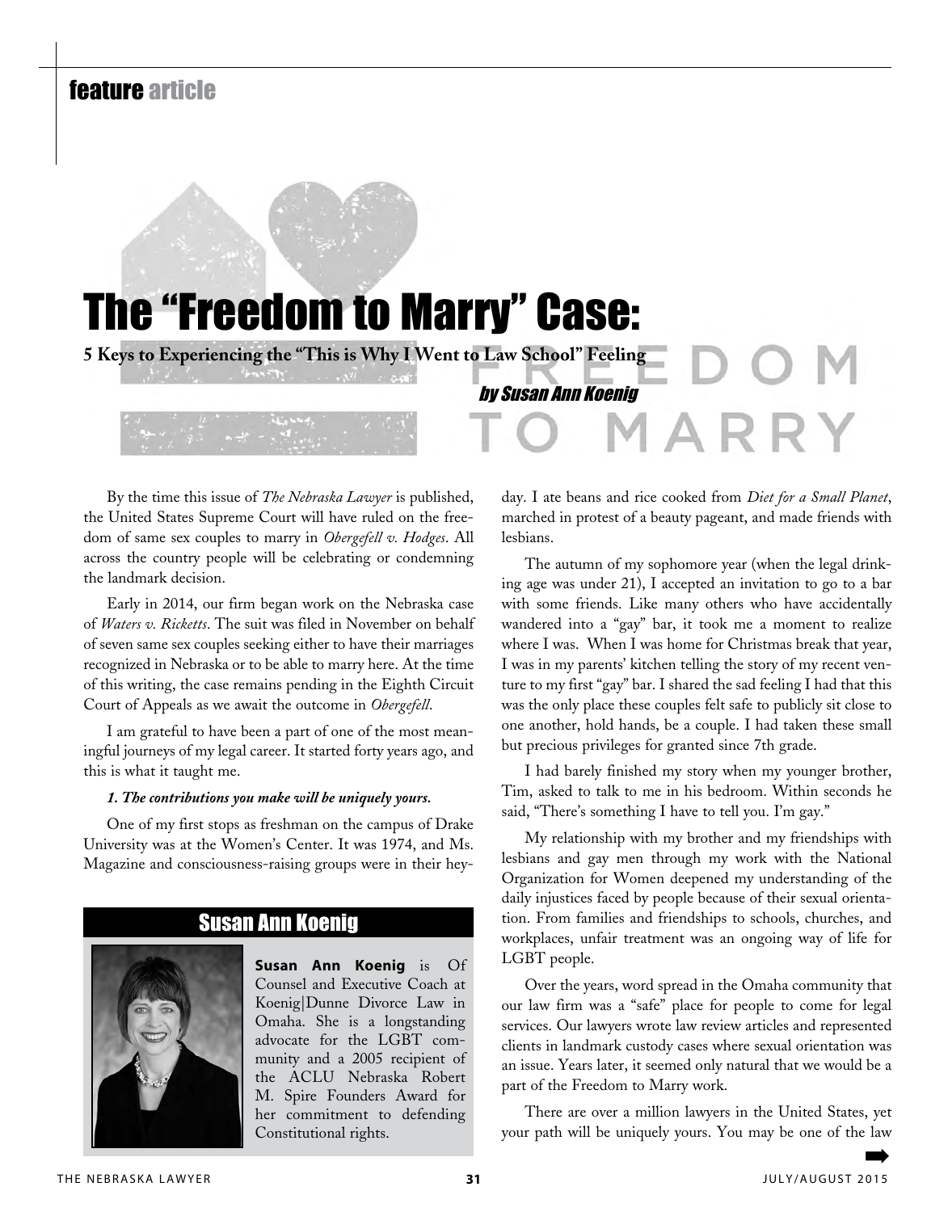feature article

# The "Freedom to Marry" Case:

## 5 Keys to Experiencing the "This is Why I Went to Law School" Feeling

*by Susan Ann Koenig*

By the time this issue of *The Nebraska Lawyer* is published, the United States Supreme Court will have ruled on the freedom of same sex couples to marry in *Obergefell v. Hodges*. All across the country people will be celebrating or condemning the landmark decision.

Early in 2014, our firm began work on the Nebraska case of *Waters v. Ricketts*. The suit was filed in November on behalf of seven same sex couples seeking either to have their marriages recognized in Nebraska or to be able to marry here. At the time of this writing, the case remains pending in the Eighth Circuit Court of Appeals as we await the outcome in *Obergefell*.

I am grateful to have been a part of one of the most meaningful journeys of my legal career. It started forty years ago, and this is what it taught me.

***1. The contributions you make will be uniquely yours.***

One of my first stops as freshman on the campus of Drake University was at the Women's Center. It was 1974, and Ms. Magazine and consciousness-raising groups were in their heyday. I ate beans and rice cooked from *Diet for a Small Planet*, marched in protest of a beauty pageant, and made friends with lesbians.

The autumn of my sophomore year (when the legal drinking age was under 21), I accepted an invitation to go to a bar with some friends. Like many others who have accidentally wandered into a "gay" bar, it took me a moment to realize where I was. When I was home for Christmas break that year, I was in my parents' kitchen telling the story of my recent venture to my first "gay" bar. I shared the sad feeling I had that this was the only place these couples felt safe to publicly sit close to one another, hold hands, be a couple. I had taken these small but precious privileges for granted since 7th grade.

I had barely finished my story when my younger brother, Tim, asked to talk to me in his bedroom. Within seconds he said, "There's something I have to tell you. I'm gay."

My relationship with my brother and my friendships with lesbians and gay men through my work with the National Organization for Women deepened my understanding of the daily injustices faced by people because of their sexual orientation. From families and friendships to schools, churches, and workplaces, unfair treatment was an ongoing way of life for LGBT people.

Over the years, word spread in the Omaha community that our law firm was a "safe" place for people to come for legal services. Our lawyers wrote law review articles and represented clients in landmark custody cases where sexual orientation was an issue. Years later, it seemed only natural that we would be a part of the Freedom to Marry work.

There are over a million lawyers in the United States, yet your path will be uniquely yours. You may be one of the law

---

### Susan Ann Koenig

**Susan Ann Koenig** is Of Counsel and Executive Coach at Koenig|Dunne Divorce Law in Omaha. She is a longstanding advocate for the LGBT community and a 2005 recipient of the ACLU Nebraska Robert M. Spire Founders Award for her commitment to defending Constitutional rights.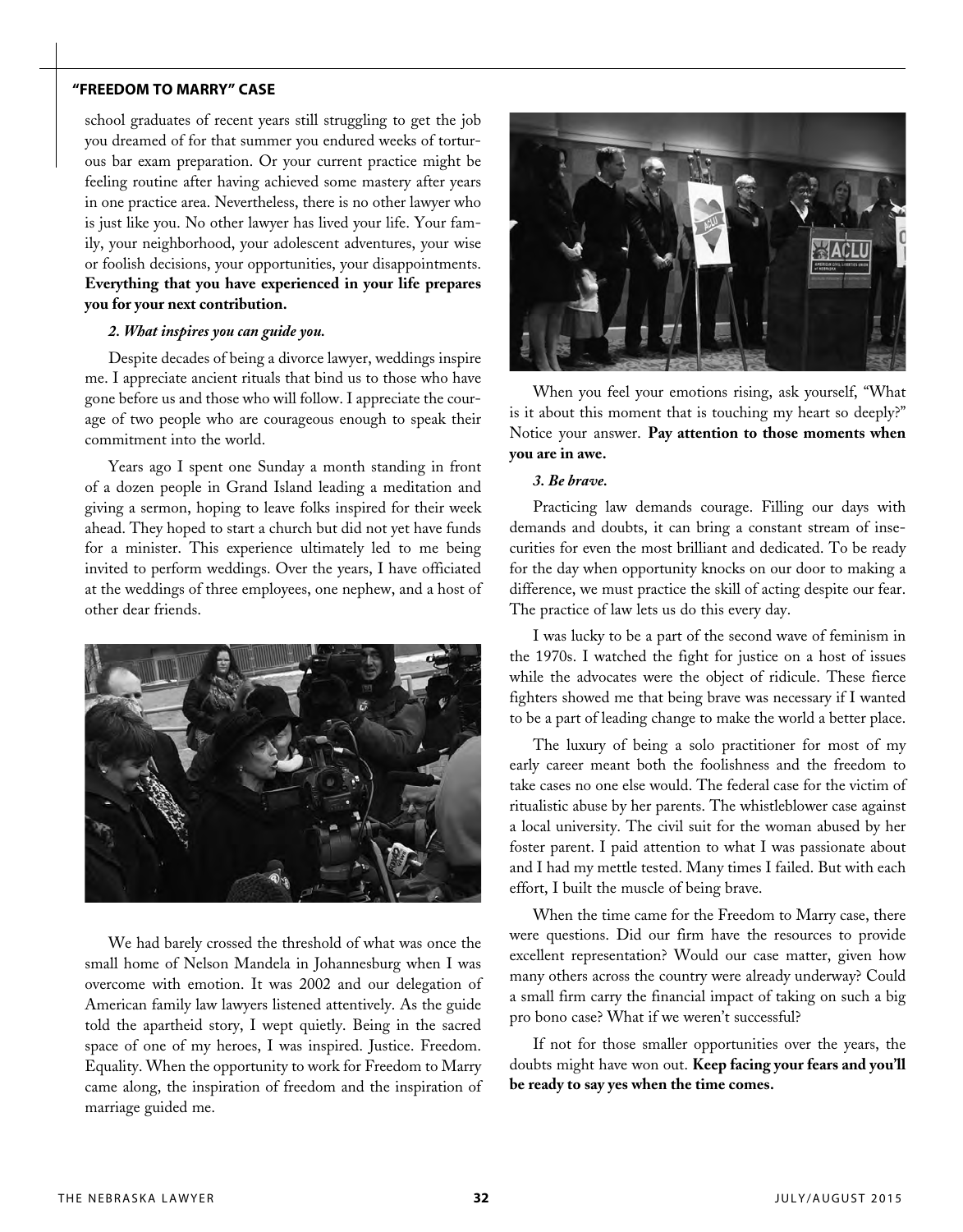school graduates of recent years still struggling to get the job you dreamed of for that summer you endured weeks of torturous bar exam preparation. Or your current practice might be feeling routine after having achieved some mastery after years in one practice area. Nevertheless, there is no other lawyer who is just like you. No other lawyer has lived your life. Your family, your neighborhood, your adolescent adventures, your wise or foolish decisions, your opportunities, your disappointments. **Everything that you have experienced in your life prepares you for your next contribution.**

***2. What inspires you can guide you.***

Despite decades of being a divorce lawyer, weddings inspire me. I appreciate ancient rituals that bind us to those who have gone before us and those who will follow. I appreciate the courage of two people who are courageous enough to speak their commitment into the world.

Years ago I spent one Sunday a month standing in front of a dozen people in Grand Island leading a meditation and giving a sermon, hoping to leave folks inspired for their week ahead. They hoped to start a church but did not yet have funds for a minister. This experience ultimately led to me being invited to perform weddings. Over the years, I have officiated at the weddings of three employees, one nephew, and a host of other dear friends.

We had barely crossed the threshold of what was once the small home of Nelson Mandela in Johannesburg when I was overcome with emotion. It was 2002 and our delegation of American family law lawyers listened attentively. As the guide told the apartheid story, I wept quietly. Being in the sacred space of one of my heroes, I was inspired. Justice. Freedom. Equality. When the opportunity to work for Freedom to Marry came along, the inspiration of freedom and the inspiration of marriage guided me.

When you feel your emotions rising, ask yourself, "What is it about this moment that is touching my heart so deeply?" Notice your answer. **Pay attention to those moments when you are in awe.**

***3. Be brave.***

Practicing law demands courage. Filling our days with demands and doubts, it can bring a constant stream of insecurities for even the most brilliant and dedicated. To be ready for the day when opportunity knocks on our door to making a difference, we must practice the skill of acting despite our fear. The practice of law lets us do this every day.

I was lucky to be a part of the second wave of feminism in the 1970s. I watched the fight for justice on a host of issues while the advocates were the object of ridicule. These fierce fighters showed me that being brave was necessary if I wanted to be a part of leading change to make the world a better place.

The luxury of being a solo practitioner for most of my early career meant both the foolishness and the freedom to take cases no one else would. The federal case for the victim of ritualistic abuse by her parents. The whistleblower case against a local university. The civil suit for the woman abused by her foster parent. I paid attention to what I was passionate about and I had my mettle tested. Many times I failed. But with each effort, I built the muscle of being brave.

When the time came for the Freedom to Marry case, there were questions. Did our firm have the resources to provide excellent representation? Would our case matter, given how many others across the country were already underway? Could a small firm carry the financial impact of taking on such a big pro bono case? What if we weren't successful?

If not for those smaller opportunities over the years, the doubts might have won out. **Keep facing your fears and you'll be ready to say yes when the time comes.**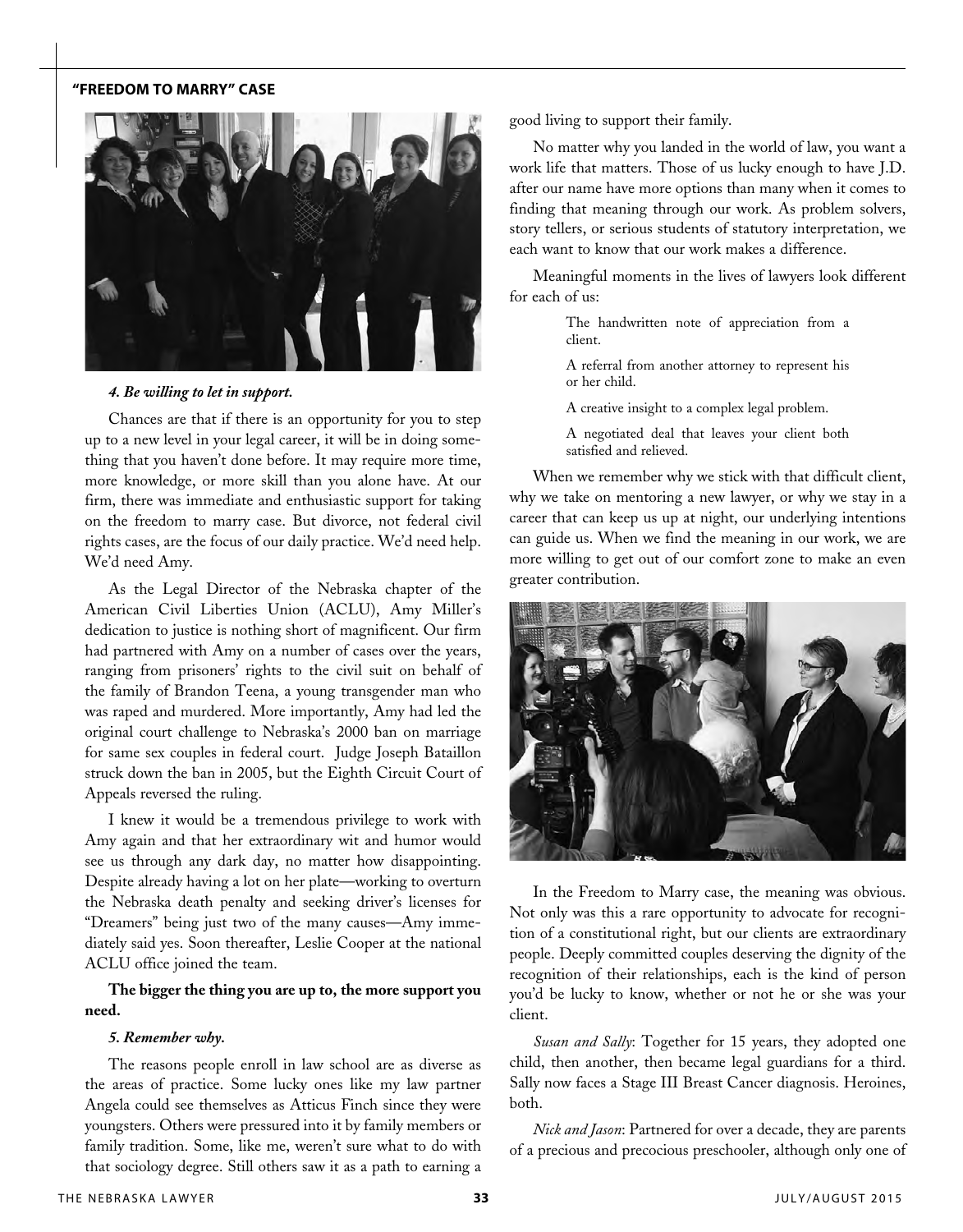good living to support their family.

No matter why you landed in the world of law, you want a work life that matters. Those of us lucky enough to have J.D. after our name have more options than many when it comes to finding that meaning through our work. As problem solvers, story tellers, or serious students of statutory interpretation, we each want to know that our work makes a difference.

Meaningful moments in the lives of lawyers look different for each of us:

> The handwritten note of appreciation from a client.
>
> A referral from another attorney to represent his or her child.
>
> A creative insight to a complex legal problem.
>
> A negotiated deal that leaves your client both satisfied and relieved.

When we remember why we stick with that difficult client, why we take on mentoring a new lawyer, or why we stay in a career that can keep us up at night, our underlying intentions can guide us. When we find the meaning in our work, we are more willing to get out of our comfort zone to make an even greater contribution.

***4. Be willing to let in support.***

Chances are that if there is an opportunity for you to step up to a new level in your legal career, it will be in doing something that you haven't done before. It may require more time, more knowledge, or more skill than you alone have. At our firm, there was immediate and enthusiastic support for taking on the freedom to marry case. But divorce, not federal civil rights cases, are the focus of our daily practice. We'd need help. We'd need Amy.

As the Legal Director of the Nebraska chapter of the American Civil Liberties Union (ACLU), Amy Miller's dedication to justice is nothing short of magnificent. Our firm had partnered with Amy on a number of cases over the years, ranging from prisoners' rights to the civil suit on behalf of the family of Brandon Teena, a young transgender man who was raped and murdered. More importantly, Amy had led the original court challenge to Nebraska's 2000 ban on marriage for same sex couples in federal court. Judge Joseph Bataillon struck down the ban in 2005, but the Eighth Circuit Court of Appeals reversed the ruling.

I knew it would be a tremendous privilege to work with Amy again and that her extraordinary wit and humor would see us through any dark day, no matter how disappointing. Despite already having a lot on her plate—working to overturn the Nebraska death penalty and seeking driver's licenses for "Dreamers" being just two of the many causes—Amy immediately said yes. Soon thereafter, Leslie Cooper at the national ACLU office joined the team.

**The bigger the thing you are up to, the more support you need.**

***5. Remember why.***

The reasons people enroll in law school are as diverse as the areas of practice. Some lucky ones like my law partner Angela could see themselves as Atticus Finch since they were youngsters. Others were pressured into it by family members or family tradition. Some, like me, weren't sure what to do with that sociology degree. Still others saw it as a path to earning a good living to support their family.

In the Freedom to Marry case, the meaning was obvious. Not only was this a rare opportunity to advocate for recognition of a constitutional right, but our clients are extraordinary people. Deeply committed couples deserving the dignity of the recognition of their relationships, each is the kind of person you'd be lucky to know, whether or not he or she was your client.

*Susan and Sally*: Together for 15 years, they adopted one child, then another, then became legal guardians for a third. Sally now faces a Stage III Breast Cancer diagnosis. Heroines, both.

*Nick and Jason*: Partnered for over a decade, they are parents of a precious and precocious preschooler, although only one of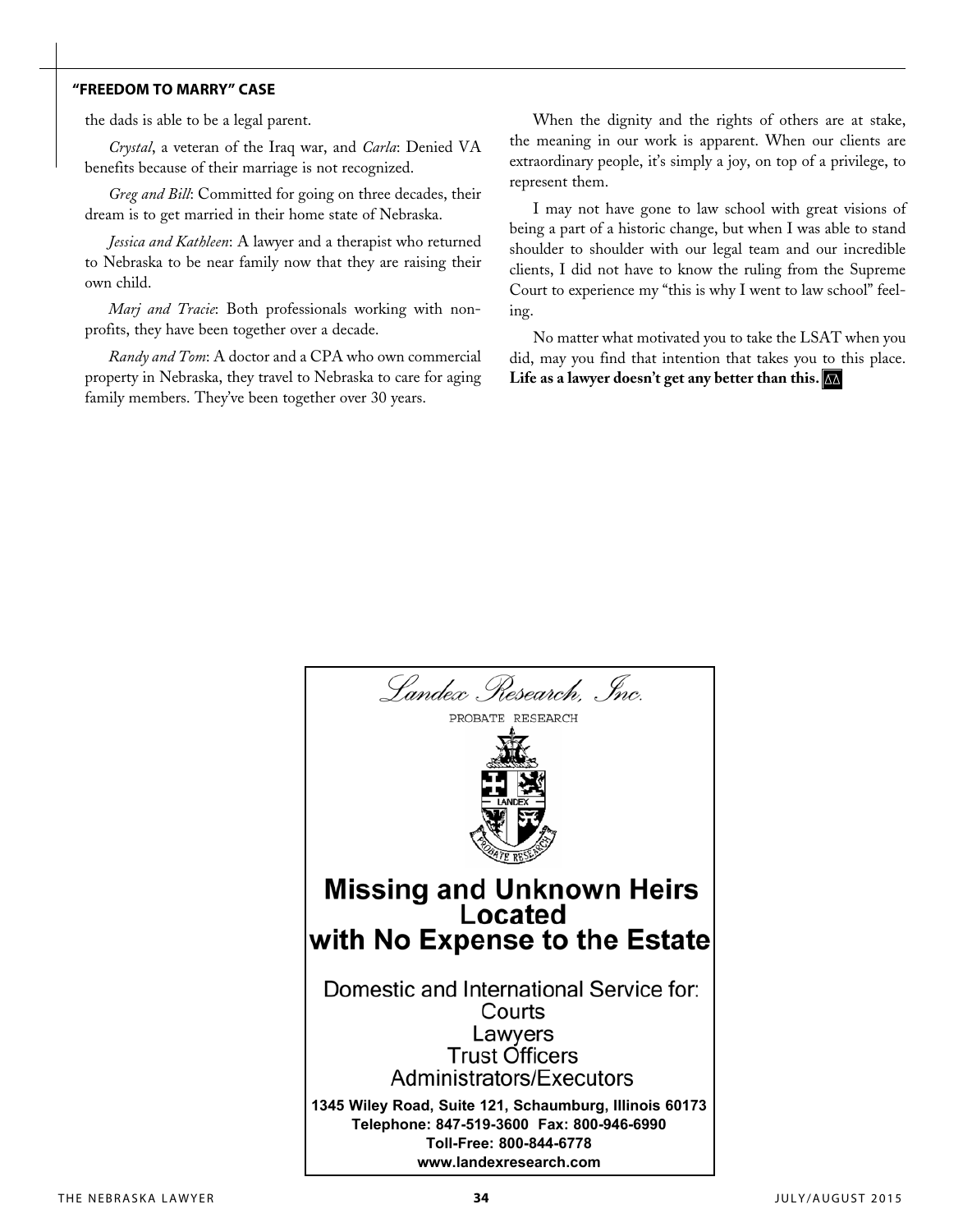the dads is able to be a legal parent.

*Crystal*, a veteran of the Iraq war, and *Carla*: Denied VA benefits because of their marriage is not recognized.

*Greg and Bill*: Committed for going on three decades, their dream is to get married in their home state of Nebraska.

*Jessica and Kathleen*: A lawyer and a therapist who returned to Nebraska to be near family now that they are raising their own child.

*Marj and Tracie*: Both professionals working with non-profits, they have been together over a decade.

*Randy and Tom*: A doctor and a CPA who own commercial property in Nebraska, they travel to Nebraska to care for aging family members. They've been together over 30 years.

When the dignity and the rights of others are at stake, the meaning in our work is apparent. When our clients are extraordinary people, it's simply a joy, on top of a privilege, to represent them.

I may not have gone to law school with great visions of being a part of a historic change, but when I was able to stand shoulder to shoulder with our legal team and our incredible clients, I did not have to know the ruling from the Supreme Court to experience my "this is why I went to law school" feeling.

No matter what motivated you to take the LSAT when you did, may you find that intention that takes you to this place. **Life as a lawyer doesn't get any better than this.**

*Landex Research, Inc.*

PROBATE RESEARCH

LANDEX

PROBATE RESEARCH

**Missing and Unknown Heirs Located with No Expense to the Estate**

Domestic and International Service for:
Courts
Lawyers
Trust Officers
Administrators/Executors

**1345 Wiley Road, Suite 121, Schaumburg, Illinois 60173**
**Telephone: 847-519-3600 Fax: 800-946-6990**
**Toll-Free: 800-844-6778**
**www.landexresearch.com**